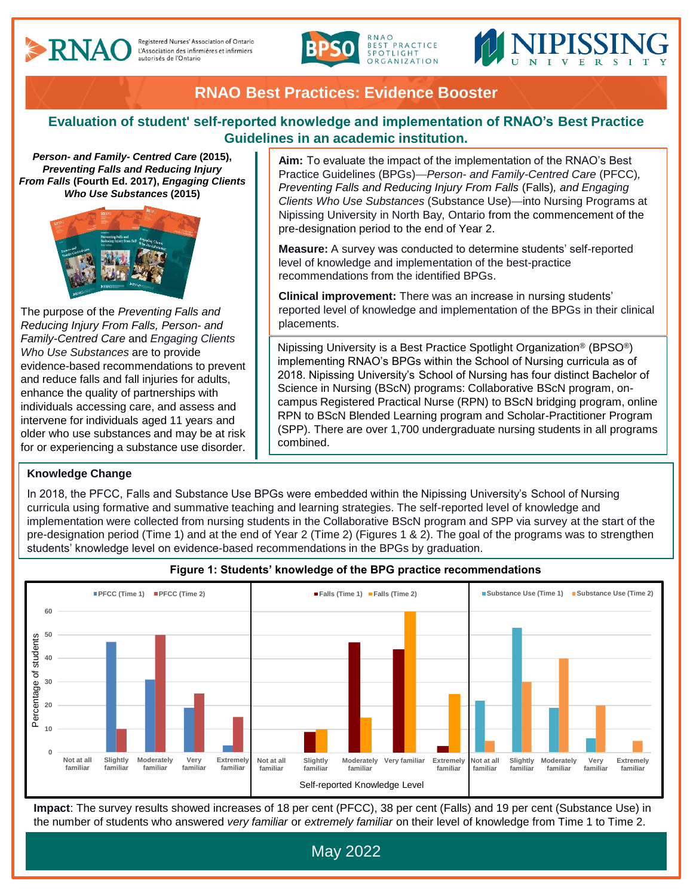# RNAO Best Practices: Evidence Booster

## Evaluation of student' self-reported knowledge and implementation of RNAO's Best Practice Guidelines in an academic institution.

***Person- and Family- Centred Care*** **(2015),** ***Preventing Falls and Reducing Injury From Falls*** **(Fourth Ed. 2017),** ***Engaging Clients Who Use Substances*** **(2015)**

The purpose of the *Preventing Falls and Reducing Injury From Falls, Person- and Family-Centred Care* and *Engaging Clients Who Use Substances* are to provide evidence-based recommendations to prevent and reduce falls and fall injuries for adults, enhance the quality of partnerships with individuals accessing care, and assess and intervene for individuals aged 11 years and older who use substances and may be at risk for or experiencing a substance use disorder.

**Aim:** To evaluate the impact of the implementation of the RNAO's Best Practice Guidelines (BPGs)—*Person- and Family-Centred Care* (PFCC)*, Preventing Falls and Reducing Injury From Falls* (Falls)*, and Engaging Clients Who Use Substances* (Substance Use)—into Nursing Programs at Nipissing University in North Bay, Ontario from the commencement of the pre-designation period to the end of Year 2.

**Measure:** A survey was conducted to determine students' self-reported level of knowledge and implementation of the best-practice recommendations from the identified BPGs.

**Clinical improvement:** There was an increase in nursing students' reported level of knowledge and implementation of the BPGs in their clinical placements.

Nipissing University is a Best Practice Spotlight Organization® (BPSO®) implementing RNAO's BPGs within the School of Nursing curricula as of 2018. Nipissing University's School of Nursing has four distinct Bachelor of Science in Nursing (BScN) programs: Collaborative BScN program, on-campus Registered Practical Nurse (RPN) to BScN bridging program, online RPN to BScN Blended Learning program and Scholar-Practitioner Program (SPP). There are over 1,700 undergraduate nursing students in all programs combined.

### Knowledge Change

In 2018, the PFCC, Falls and Substance Use BPGs were embedded within the Nipissing University's School of Nursing curricula using formative and summative teaching and learning strategies. The self-reported level of knowledge and implementation were collected from nursing students in the Collaborative BScN program and SPP via survey at the start of the pre-designation period (Time 1) and at the end of Year 2 (Time 2) (Figures 1 & 2). The goal of the programs was to strengthen students' knowledge level on evidence-based recommendations in the BPGs by graduation.

**Figure 1: Students' knowledge of the BPG practice recommendations**

| Self-reported Knowledge Level (Percentage of students) | PFCC (Time 1) | PFCC (Time 2) | Falls (Time 1) | Falls (Time 2) | Substance Use (Time 1) | Substance Use (Time 2) |
|---|---|---|---|---|---|---|
| Not at all familiar | 0 | 0 | 0 | 0 | 22 | 5 |
| Slightly familiar | 47 | 10 | 9 | 10 | 53 | 30 |
| Moderately familiar | 31 | 50 | 47 | 15 | 19 | 40 |
| Very familiar | 19 | 25 | 44 | 60 | 6 | 20 |
| Extremely familiar | 3 | 15 | 3 | 25 | 0 | 5 |

**Impact**: The survey results showed increases of 18 per cent (PFCC), 38 per cent (Falls) and 19 per cent (Substance Use) in the number of students who answered *very familiar* or *extremely familiar* on their level of knowledge from Time 1 to Time 2.

May 2022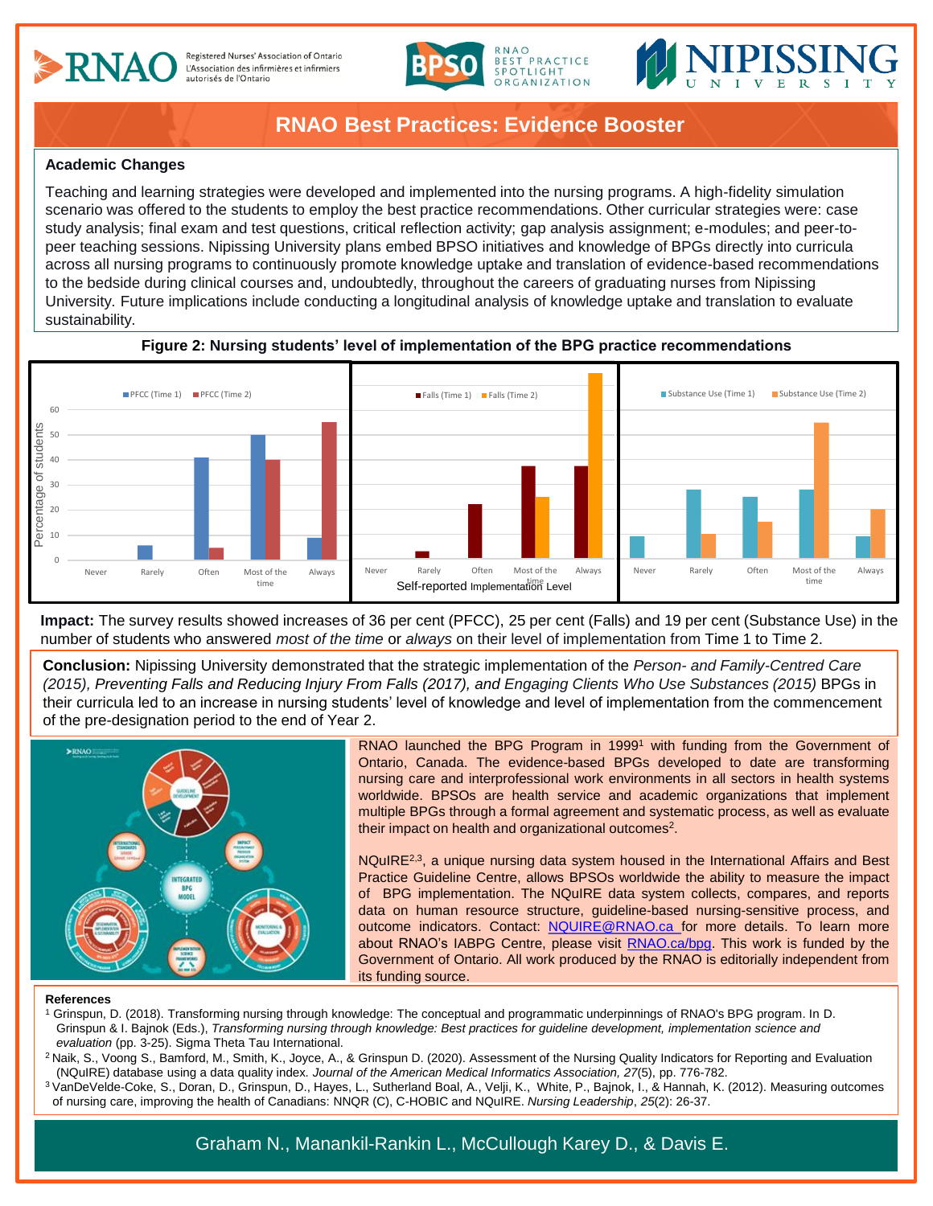# RNAO Best Practices: Evidence Booster

### Academic Changes

Teaching and learning strategies were developed and implemented into the nursing programs. A high-fidelity simulation scenario was offered to the students to employ the best practice recommendations. Other curricular strategies were: case study analysis; final exam and test questions, critical reflection activity; gap analysis assignment; e-modules; and peer-to-peer teaching sessions. Nipissing University plans embed BPSO initiatives and knowledge of BPGs directly into curricula across all nursing programs to continuously promote knowledge uptake and translation of evidence-based recommendations to the bedside during clinical courses and, undoubtedly, throughout the careers of graduating nurses from Nipissing University. Future implications include conducting a longitudinal analysis of knowledge uptake and translation to evaluate sustainability.

**Figure 2: Nursing students' level of implementation of the BPG practice recommendations**

PFCC (Time 1) PFCC (Time 2)

Falls (Time 1) Falls (Time 2)

Substance Use (Time 1) Substance Use (Time 2)

Percentage of students

0 10 20 30 40 50 60

Never Rarely Often Most of the time Always

Self-reported Implementation Level

**Impact:** The survey results showed increases of 36 per cent (PFCC), 25 per cent (Falls) and 19 per cent (Substance Use) in the number of students who answered *most of the time* or *always* on their level of implementation from Time 1 to Time 2.

**Conclusion:** Nipissing University demonstrated that the strategic implementation of the *Person- and Family-Centred Care (2015), Preventing Falls and Reducing Injury From Falls (2017), and Engaging Clients Who Use Substances (2015)* BPGs in their curricula led to an increase in nursing students' level of knowledge and level of implementation from the commencement of the pre-designation period to the end of Year 2.

RNAO launched the BPG Program in 1999[1] with funding from the Government of Ontario, Canada. The evidence-based BPGs developed to date are transforming nursing care and interprofessional work environments in all sectors in health systems worldwide. BPSOs are health service and academic organizations that implement multiple BPGs through a formal agreement and systematic process, as well as evaluate their impact on health and organizational outcomes[2].

NQuIRE[2,3], a unique nursing data system housed in the International Affairs and Best Practice Guideline Centre, allows BPSOs worldwide the ability to measure the impact of BPG implementation. The NQuIRE data system collects, compares, and reports data on human resource structure, guideline-based nursing-sensitive process, and outcome indicators. Contact: NQUIRE@RNAO.ca for more details. To learn more about RNAO's IABPG Centre, please visit RNAO.ca/bpg. This work is funded by the Government of Ontario. All work produced by the RNAO is editorially independent from its funding source.

### References

[1] Grinspun, D. (2018). Transforming nursing through knowledge: The conceptual and programmatic underpinnings of RNAO's BPG program. In D. Grinspun & I. Bajnok (Eds.), *Transforming nursing through knowledge: Best practices for guideline development, implementation science and evaluation* (pp. 3-25). Sigma Theta Tau International.

[2] Naik, S., Voong S., Bamford, M., Smith, K., Joyce, A., & Grinspun D. (2020). Assessment of the Nursing Quality Indicators for Reporting and Evaluation (NQuIRE) database using a data quality index. *Journal of the American Medical Informatics Association, 27*(5), pp. 776-782.

[3] VanDeVelde-Coke, S., Doran, D., Grinspun, D., Hayes, L., Sutherland Boal, A., Velji, K., White, P., Bajnok, I., & Hannah, K. (2012). Measuring outcomes of nursing care, improving the health of Canadians: NNQR (C), C-HOBIC and NQuIRE. *Nursing Leadership*, *25*(2): 26-37.

Graham N., Manankil-Rankin L., McCullough Karey D., & Davis E.